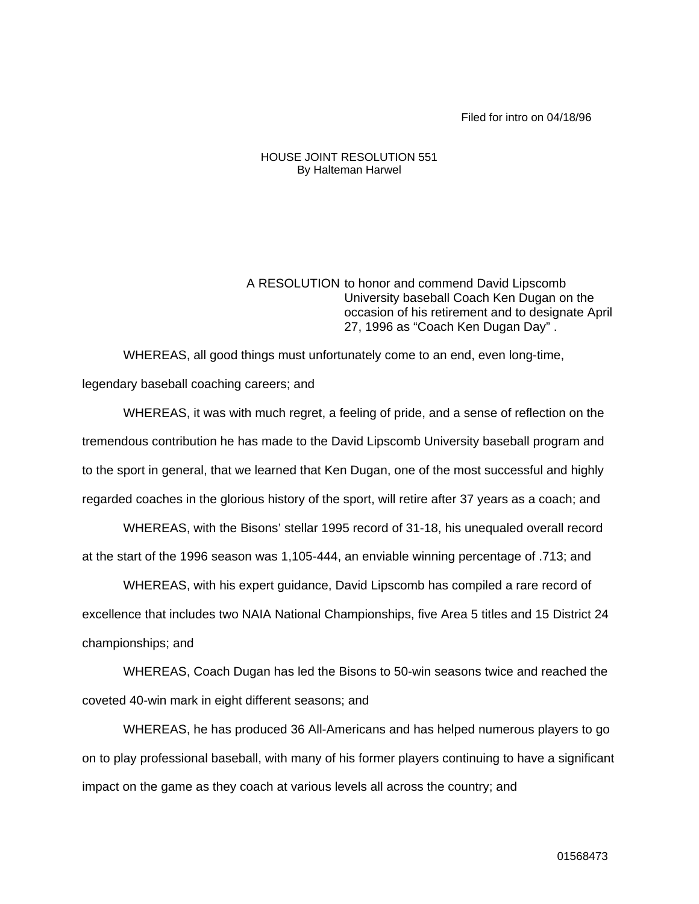Filed for intro on 04/18/96

HOUSE JOINT RESOLUTION 551
By Halteman Harwel

A RESOLUTION to honor and commend David Lipscomb University baseball Coach Ken Dugan on the occasion of his retirement and to designate April 27, 1996 as "Coach Ken Dugan Day" .

WHEREAS, all good things must unfortunately come to an end, even long-time, legendary baseball coaching careers; and

WHEREAS, it was with much regret, a feeling of pride, and a sense of reflection on the tremendous contribution he has made to the David Lipscomb University baseball program and to the sport in general, that we learned that Ken Dugan, one of the most successful and highly regarded coaches in the glorious history of the sport, will retire after 37 years as a coach; and

WHEREAS, with the Bisons' stellar 1995 record of 31-18, his unequaled overall record at the start of the 1996 season was 1,105-444, an enviable winning percentage of .713; and

WHEREAS, with his expert guidance, David Lipscomb has compiled a rare record of excellence that includes two NAIA National Championships, five Area 5 titles and 15 District 24 championships; and

WHEREAS, Coach Dugan has led the Bisons to 50-win seasons twice and reached the coveted 40-win mark in eight different seasons; and

WHEREAS, he has produced 36 All-Americans and has helped numerous players to go on to play professional baseball, with many of his former players continuing to have a significant impact on the game as they coach at various levels all across the country; and

01568473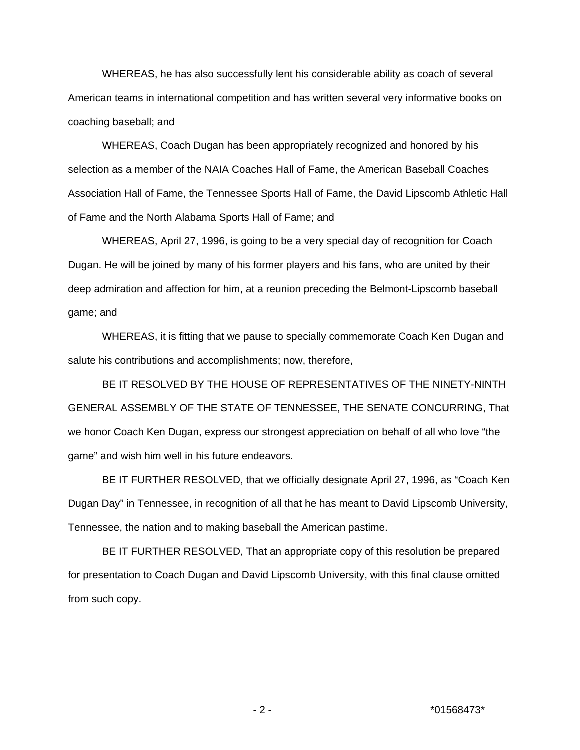WHEREAS, he has also successfully lent his considerable ability as coach of several American teams in international competition and has written several very informative books on coaching baseball; and

WHEREAS, Coach Dugan has been appropriately recognized and honored by his selection as a member of the NAIA Coaches Hall of Fame, the American Baseball Coaches Association Hall of Fame, the Tennessee Sports Hall of Fame, the David Lipscomb Athletic Hall of Fame and the North Alabama Sports Hall of Fame; and

WHEREAS, April 27, 1996, is going to be a very special day of recognition for Coach Dugan. He will be joined by many of his former players and his fans, who are united by their deep admiration and affection for him, at a reunion preceding the Belmont-Lipscomb baseball game; and

WHEREAS, it is fitting that we pause to specially commemorate Coach Ken Dugan and salute his contributions and accomplishments; now, therefore,

BE IT RESOLVED BY THE HOUSE OF REPRESENTATIVES OF THE NINETY-NINTH GENERAL ASSEMBLY OF THE STATE OF TENNESSEE, THE SENATE CONCURRING, That we honor Coach Ken Dugan, express our strongest appreciation on behalf of all who love "the game" and wish him well in his future endeavors.

BE IT FURTHER RESOLVED, that we officially designate April 27, 1996, as "Coach Ken Dugan Day" in Tennessee, in recognition of all that he has meant to David Lipscomb University, Tennessee, the nation and to making baseball the American pastime.

BE IT FURTHER RESOLVED, That an appropriate copy of this resolution be prepared for presentation to Coach Dugan and David Lipscomb University, with this final clause omitted from such copy.

*01568473*